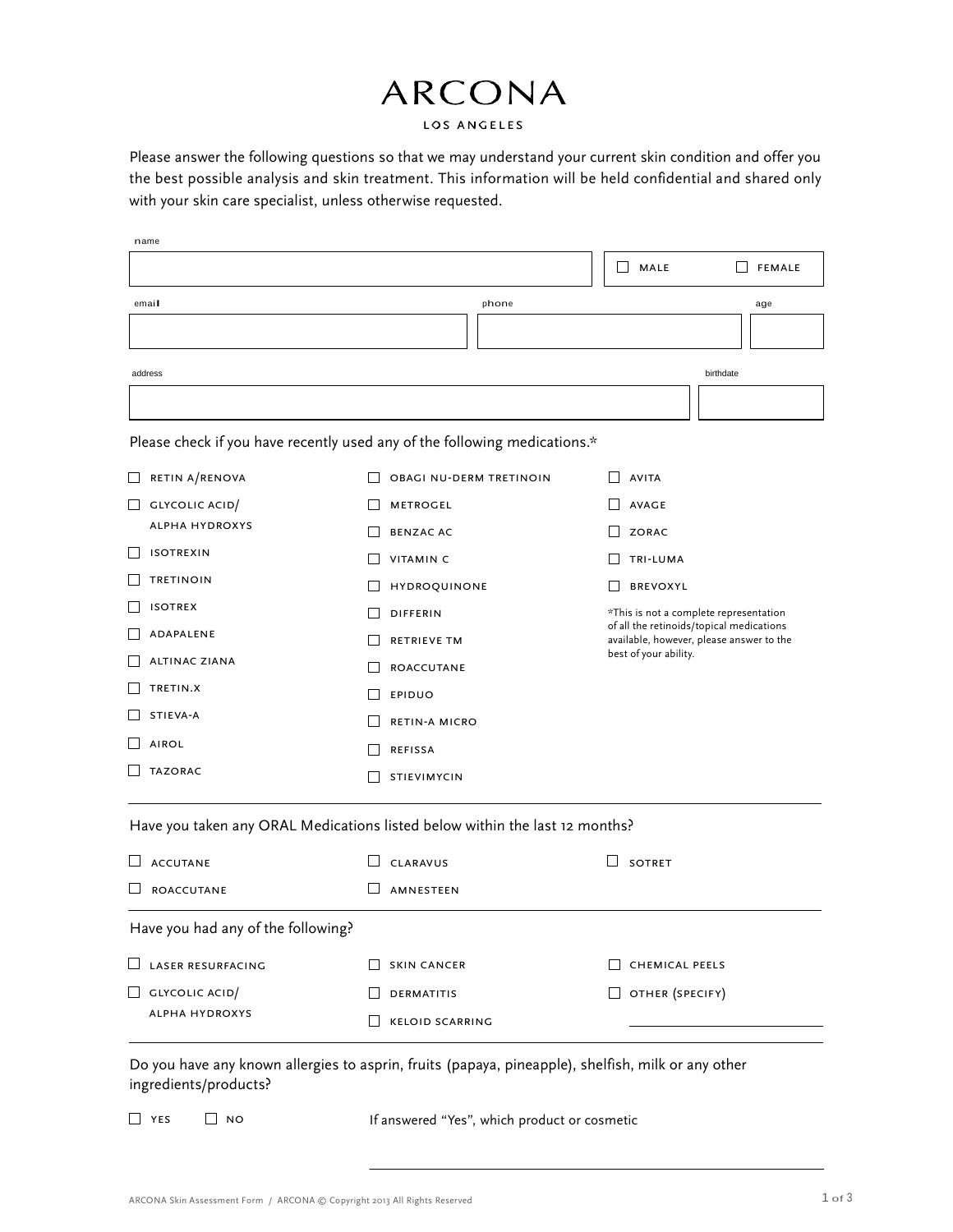# ARCONA

LOS ANGELES

Please answer the following questions so that we may understand your current skin condition and offer you the best possible analysis and skin treatment. This information will be held confidential and shared only with your skin care specialist, unless otherwise requested.

name

☐ MALE ☐ FEMALE

email

phone

age

address

birthdate

Please check if you have recently used any of the following medications.*

- ☐ RETIN A/RENOVA
- ☐ GLYCOLIC ACID/ ALPHA HYDROXYS
- ☐ ISOTREXIN
- ☐ TRETINOIN
- ☐ ISOTREX
- ☐ ADAPALENE
- ☐ ALTINAC ZIANA
- ☐ TRETIN.X
- ☐ STIEVA-A
- ☐ AIROL
- ☐ TAZORAC
- ☐ OBAGI NU-DERM TRETINOIN
- ☐ METROGEL
- ☐ BENZAC AC
- ☐ VITAMIN C
- ☐ HYDROQUINONE
- ☐ DIFFERIN
- ☐ RETRIEVE TM
- ☐ ROACCUTANE
- ☐ EPIDUO
- ☐ RETIN-A MICRO
- ☐ REFISSA
- ☐ STIEVIMYCIN
- ☐ AVITA
- ☐ AVAGE
- ☐ ZORAC
- ☐ TRI-LUMA
- ☐ BREVOXYL

*This is not a complete representation of all the retinoids/topical medications available, however, please answer to the best of your ability.

Have you taken any ORAL Medications listed below within the last 12 months?

- ☐ ACCUTANE
- ☐ ROACCUTANE
- ☐ CLARAVUS
- ☐ AMNESTEEN
- ☐ SOTRET

Have you had any of the following?

- ☐ LASER RESURFACING
- ☐ GLYCOLIC ACID/ ALPHA HYDROXYS
- ☐ SKIN CANCER
- ☐ DERMATITIS
- ☐ KELOID SCARRING
- ☐ CHEMICAL PEELS
- ☐ OTHER (SPECIFY) ____________________

Do you have any known allergies to asprin, fruits (papaya, pineapple), shelfish, milk or any other ingredients/products?

☐ YES ☐ NO

If answered "Yes", which product or cosmetic ____________________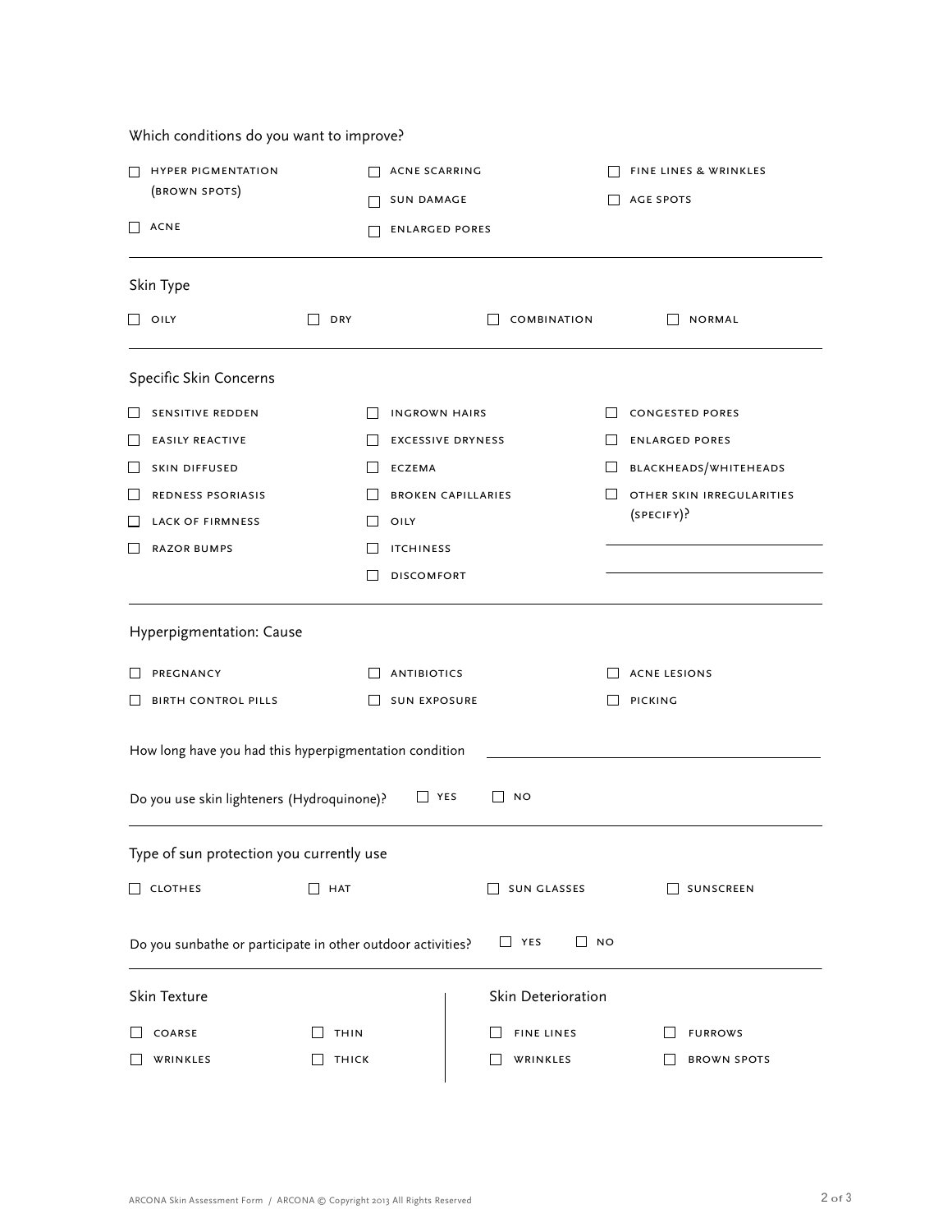Which conditions do you want to improve?

- [ ] HYPER PIGMENTATION (BROWN SPOTS)
- [ ] ACNE
- [ ] ACNE SCARRING
- [ ] SUN DAMAGE
- [ ] ENLARGED PORES
- [ ] FINE LINES & WRINKLES
- [ ] AGE SPOTS

---

## Skin Type

- [ ] OILY
- [ ] DRY
- [ ] COMBINATION
- [ ] NORMAL

---

## Specific Skin Concerns

- [ ] SENSITIVE REDDEN
- [ ] EASILY REACTIVE
- [ ] SKIN DIFFUSED
- [ ] REDNESS PSORIASIS
- [ ] LACK OF FIRMNESS
- [ ] RAZOR BUMPS
- [ ] INGROWN HAIRS
- [ ] EXCESSIVE DRYNESS
- [ ] ECZEMA
- [ ] BROKEN CAPILLARIES
- [ ] OILY
- [ ] ITCHINESS
- [ ] DISCOMFORT
- [ ] CONGESTED PORES
- [ ] ENLARGED PORES
- [ ] BLACKHEADS/WHITEHEADS
- [ ] OTHER SKIN IRREGULARITIES (SPECIFY)? ______________________

---

## Hyperpigmentation: Cause

- [ ] PREGNANCY
- [ ] BIRTH CONTROL PILLS
- [ ] ANTIBIOTICS
- [ ] SUN EXPOSURE
- [ ] ACNE LESIONS
- [ ] PICKING

How long have you had this hyperpigmentation condition ______________________

Do you use skin lighteners (Hydroquinone)? [ ] YES [ ] NO

---

## Type of sun protection you currently use

- [ ] CLOTHES
- [ ] HAT
- [ ] SUN GLASSES
- [ ] SUNSCREEN

Do you sunbathe or participate in other outdoor activities? [ ] YES [ ] NO

---

## Skin Texture

- [ ] COARSE
- [ ] WRINKLES
- [ ] THIN
- [ ] THICK

## Skin Deterioration

- [ ] FINE LINES
- [ ] WRINKLES
- [ ] FURROWS
- [ ] BROWN SPOTS

ARCONA Skin Assessment Form / ARCONA © Copyright 2013 All Rights Reserved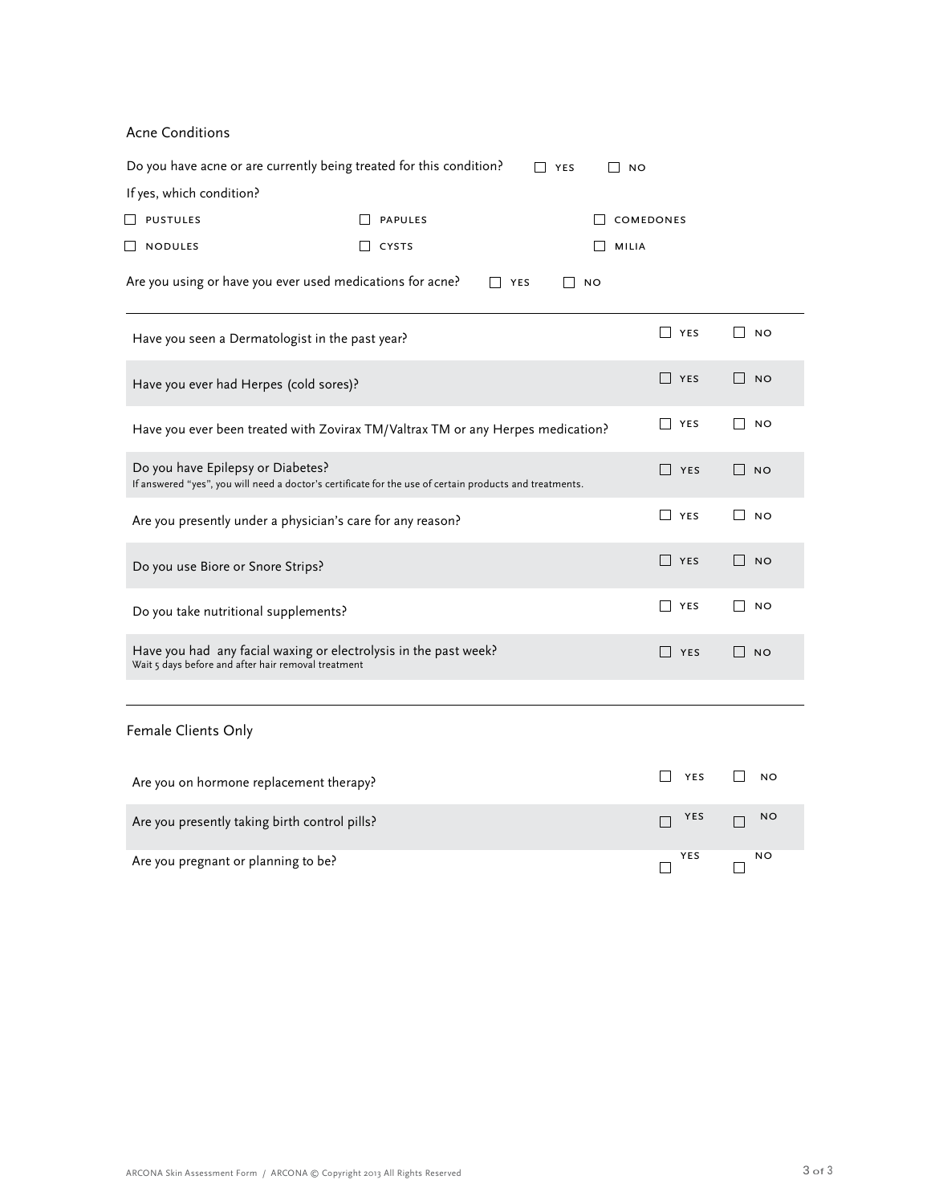## Acne Conditions

Do you have acne or are currently being treated for this condition? ☐ YES ☐ NO

If yes, which condition?

| | | |
|---|---|---|
| ☐ PUSTULES | ☐ PAPULES | ☐ COMEDONES |
| ☐ NODULES | ☐ CYSTS | ☐ MILIA |

Are you using or have you ever used medications for acne? ☐ YES ☐ NO

| Question | | |
|---|---|---|
| Have you seen a Dermatologist in the past year? | ☐ YES | ☐ NO |
| Have you ever had Herpes (cold sores)? | ☐ YES | ☐ NO |
| Have you ever been treated with Zovirax TM/Valtrax TM or any Herpes medication? | ☐ YES | ☐ NO |
| Do you have Epilepsy or Diabetes? If answered "yes", you will need a doctor's certificate for the use of certain products and treatments. | ☐ YES | ☐ NO |
| Are you presently under a physician's care for any reason? | ☐ YES | ☐ NO |
| Do you use Biore or Snore Strips? | ☐ YES | ☐ NO |
| Do you take nutritional supplements? | ☐ YES | ☐ NO |
| Have you had any facial waxing or electrolysis in the past week? Wait 5 days before and after hair removal treatment | ☐ YES | ☐ NO |

## Female Clients Only

| Question | | |
|---|---|---|
| Are you on hormone replacement therapy? | ☐ YES | ☐ NO |
| Are you presently taking birth control pills? | ☐ YES | ☐ NO |
| Are you pregnant or planning to be? | ☐ YES | ☐ NO |

ARCONA Skin Assessment Form / ARCONA © Copyright 2013 All Rights Reserved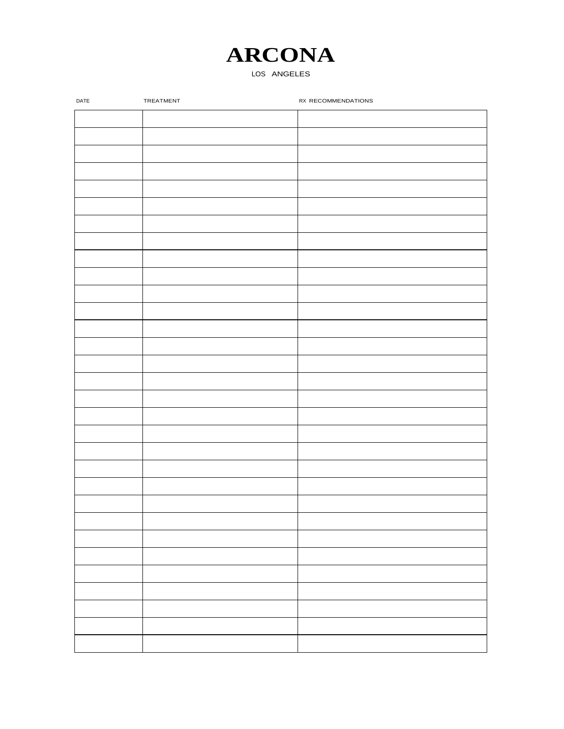# ARCONA

LOS ANGELES

| DATE | TREATMENT | RX RECOMMENDATIONS |
|---|---|---|
| | | |
| | | |
| | | |
| | | |
| | | |
| | | |
| | | |
| | | |
| | | |
| | | |
| | | |
| | | |
| | | |
| | | |
| | | |
| | | |
| | | |
| | | |
| | | |
| | | |
| | | |
| | | |
| | | |
| | | |
| | | |
| | | |
| | | |
| | | |
| | | |
| | | |
| | | |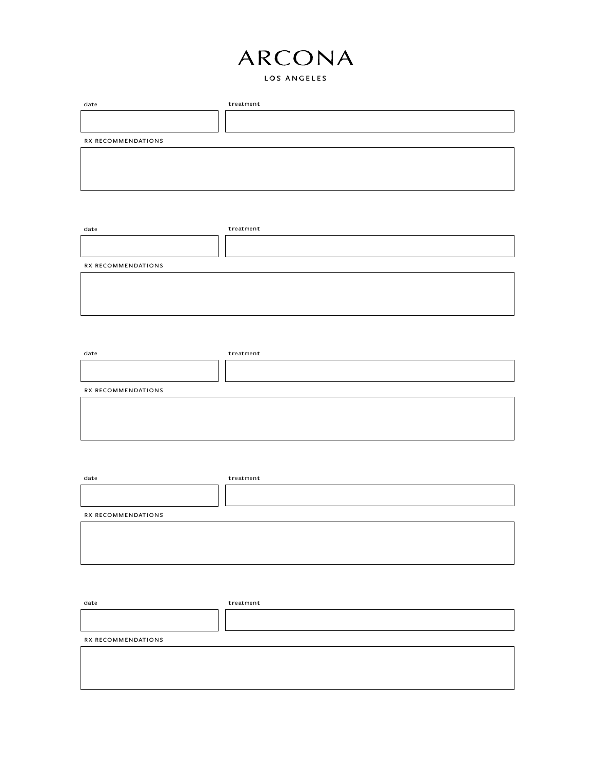# ARCONA

LOS ANGELES

| date | treatment |
| --- | --- |
| | |

RX RECOMMENDATIONS

| date | treatment |
| --- | --- |
| | |

RX RECOMMENDATIONS

| date | treatment |
| --- | --- |
| | |

RX RECOMMENDATIONS

| date | treatment |
| --- | --- |
| | |

RX RECOMMENDATIONS

| date | treatment |
| --- | --- |
| | |

RX RECOMMENDATIONS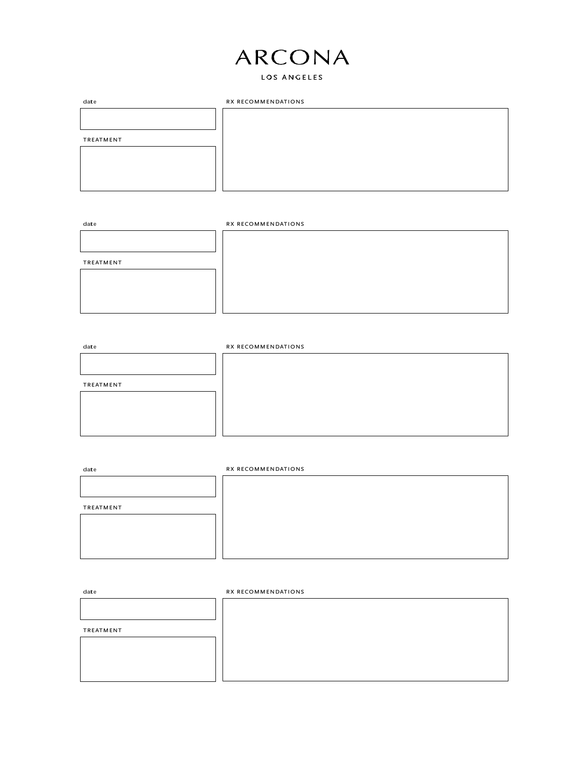# ARCONA

LOS ANGELES

date

TREATMENT

RX RECOMMENDATIONS

date

TREATMENT

RX RECOMMENDATIONS

date

TREATMENT

RX RECOMMENDATIONS

date

TREATMENT

RX RECOMMENDATIONS

date

TREATMENT

RX RECOMMENDATIONS